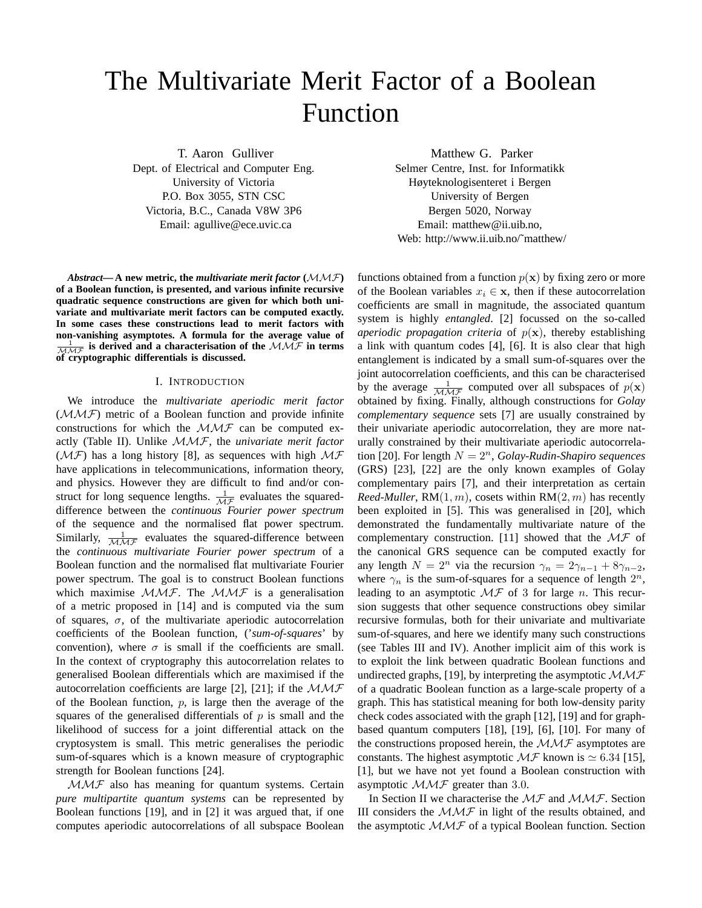# The Multivariate Merit Factor of a Boolean Function

T. Aaron Gulliver
Dept. of Electrical and Computer Eng.
University of Victoria
P.O. Box 3055, STN CSC
Victoria, B.C., Canada V8W 3P6
Email: agullive@ece.uvic.ca

Matthew G. Parker
Selmer Centre, Inst. for Informatikk
Høyteknologisenteret i Bergen
University of Bergen
Bergen 5020, Norway
Email: matthew@ii.uib.no,
Web: http://www.ii.uib.no/~matthew/

***Abstract*— A new metric, the *multivariate merit factor* ($\mathcal{MMF}$) of a Boolean function, is presented, and various infinite recursive quadratic sequence constructions are given for which both univariate and multivariate merit factors can be computed exactly. In some cases these constructions lead to merit factors with non-vanishing asymptotes. A formula for the average value of $\frac{1}{\mathcal{MMF}}$ is derived and a characterisation of the $\mathcal{MMF}$ in terms of cryptographic differentials is discussed.**

## I. Introduction

We introduce the *multivariate aperiodic merit factor* ($\mathcal{MMF}$) metric of a Boolean function and provide infinite constructions for which the $\mathcal{MMF}$ can be computed exactly (Table II). Unlike $\mathcal{MMF}$, the *univariate merit factor* ($\mathcal{MF}$) has a long history [8], as sequences with high $\mathcal{MF}$ have applications in telecommunications, information theory, and physics. However they are difficult to find and/or construct for long sequence lengths. $\frac{1}{\mathcal{MF}}$ evaluates the squared-difference between the *continuous Fourier power spectrum* of the sequence and the normalised flat power spectrum. Similarly, $\frac{1}{\mathcal{MMF}}$ evaluates the squared-difference between the *continuous multivariate Fourier power spectrum* of a Boolean function and the normalised flat multivariate Fourier power spectrum. The goal is to construct Boolean functions which maximise $\mathcal{MMF}$. The $\mathcal{MMF}$ is a generalisation of a metric proposed in [14] and is computed via the sum of squares, $\sigma$, of the multivariate aperiodic autocorrelation coefficients of the Boolean function, ('*sum-of-squares*' by convention), where $\sigma$ is small if the coefficients are small. In the context of cryptography this autocorrelation relates to generalised Boolean differentials which are maximised if the autocorrelation coefficients are large [2], [21]; if the $\mathcal{MMF}$ of the Boolean function, $p$, is large then the average of the squares of the generalised differentials of $p$ is small and the likelihood of success for a joint differential attack on the cryptosystem is small. This metric generalises the periodic sum-of-squares which is a known measure of cryptographic strength for Boolean functions [24].

$\mathcal{MMF}$ also has meaning for quantum systems. Certain *pure multipartite quantum systems* can be represented by Boolean functions [19], and in [2] it was argued that, if one computes aperiodic autocorrelations of all subspace Boolean functions obtained from a function $p(\mathbf{x})$ by fixing zero or more of the Boolean variables $x_i \in \mathbf{x}$, then if these autocorrelation coefficients are small in magnitude, the associated quantum system is highly *entangled*. [2] focussed on the so-called *aperiodic propagation criteria* of $p(\mathbf{x})$, thereby establishing a link with quantum codes [4], [6]. It is also clear that high entanglement is indicated by a small sum-of-squares over the joint autocorrelation coefficients, and this can be characterised by the average $\frac{1}{\mathcal{MMF}}$ computed over all subspaces of $p(\mathbf{x})$ obtained by fixing. Finally, although constructions for *Golay complementary sequence* sets [7] are usually constrained by their univariate aperiodic autocorrelation, they are more naturally constrained by their multivariate aperiodic autocorrelation [20]. For length $N = 2^n$, *Golay-Rudin-Shapiro sequences* (GRS) [23], [22] are the only known examples of Golay complementary pairs [7], and their interpretation as certain *Reed-Muller*, RM$(1, m)$, cosets within RM$(2, m)$ has recently been exploited in [5]. This was generalised in [20], which demonstrated the fundamentally multivariate nature of the complementary construction. [11] showed that the $\mathcal{MF}$ of the canonical GRS sequence can be computed exactly for any length $N = 2^n$ via the recursion $\gamma_n = 2\gamma_{n-1} + 8\gamma_{n-2}$, where $\gamma_n$ is the sum-of-squares for a sequence of length $2^n$, leading to an asymptotic $\mathcal{MF}$ of 3 for large $n$. This recursion suggests that other sequence constructions obey similar recursive formulas, both for their univariate and multivariate sum-of-squares, and here we identify many such constructions (see Tables III and IV). Another implicit aim of this work is to exploit the link between quadratic Boolean functions and undirected graphs, [19], by interpreting the asymptotic $\mathcal{MMF}$ of a quadratic Boolean function as a large-scale property of a graph. This has statistical meaning for both low-density parity check codes associated with the graph [12], [19] and for graph-based quantum computers [18], [19], [6], [10]. For many of the constructions proposed herein, the $\mathcal{MMF}$ asymptotes are constants. The highest asymptotic $\mathcal{MF}$ known is $\simeq 6.34$ [15], [1], but we have not yet found a Boolean construction with asymptotic $\mathcal{MMF}$ greater than 3.0.

In Section II we characterise the $\mathcal{MF}$ and $\mathcal{MMF}$. Section III considers the $\mathcal{MMF}$ in light of the results obtained, and the asymptotic $\mathcal{MMF}$ of a typical Boolean function. Section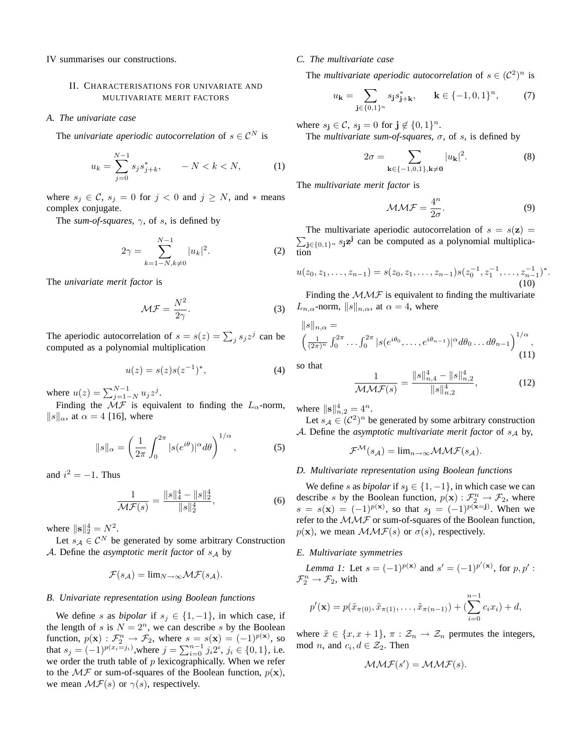IV summarises our constructions.

## II. Characterisations for univariate and multivariate merit factors

### A. The univariate case

The *univariate aperiodic autocorrelation* of $s \in \mathcal{C}^N$ is

$$u_k = \sum_{j=0}^{N-1} s_j s_{j+k}^*, \qquad -N < k < N, \tag{1}$$

where $s_j \in \mathcal{C}$, $s_j = 0$ for $j < 0$ and $j \geq N$, and $*$ means complex conjugate.

The *sum-of-squares*, $\gamma$, of $s$, is defined by

$$2\gamma = \sum_{k=1-N, k\neq 0}^{N-1} |u_k|^2. \tag{2}$$

The *univariate merit factor* is

$$\mathcal{MF} = \frac{N^2}{2\gamma}. \tag{3}$$

The aperiodic autocorrelation of $s = s(z) = \sum_j s_j z^j$ can be computed as a polynomial multiplication

$$u(z) = s(z)s(z^{-1})^*, \tag{4}$$

where $u(z) = \sum_{j=1-N}^{N-1} u_j z^j$.

Finding the $\mathcal{MF}$ is equivalent to finding the $L_\alpha$-norm, $\|s\|_\alpha$, at $\alpha = 4$ [16], where

$$\|s\|_\alpha = \left(\frac{1}{2\pi}\int_0^{2\pi} |s(e^{i\theta})|^\alpha d\theta\right)^{1/\alpha}, \tag{5}$$

and $i^2 = -1$. Thus

$$\frac{1}{\mathcal{MF}(s)} = \frac{\|s\|_4^4 - \|s\|_2^4}{\|s\|_2^4}, \tag{6}$$

where $\|\mathbf{s}\|_2^4 = N^2$.

Let $s_\mathcal{A} \in \mathcal{C}^N$ be generated by some arbitrary Construction $\mathcal{A}$. Define the *asymptotic merit factor* of $s_\mathcal{A}$ by

$$\mathcal{F}(s_\mathcal{A}) = \lim_{N\to\infty} \mathcal{MF}(s_\mathcal{A}).$$

### B. Univariate representation using Boolean functions

We define $s$ as *bipolar* if $s_j \in \{1, -1\}$, in which case, if the length of $s$ is $N = 2^n$, we can describe $s$ by the Boolean function, $p(\mathbf{x}) : \mathcal{F}_2^n \to \mathcal{F}_2$, where $s = s(\mathbf{x}) = (-1)^{p(\mathbf{x})}$, so that $s_j = (-1)^{p(x_i = j_i)}$, where $j = \sum_{i=0}^{n-1} j_i 2^i$, $j_i \in \{0,1\}$, i.e. we order the truth table of $p$ lexicographically. When we refer to the $\mathcal{MF}$ or sum-of-squares of the Boolean function, $p(\mathbf{x})$, we mean $\mathcal{MF}(s)$ or $\gamma(s)$, respectively.

### C. The multivariate case

The *multivariate aperiodic autocorrelation* of $s \in (\mathcal{C}^2)^n$ is

$$u_\mathbf{k} = \sum_{\mathbf{j}\in\{0,1\}^n} s_\mathbf{j} s_{\mathbf{j}+\mathbf{k}}^*, \qquad \mathbf{k} \in \{-1,0,1\}^n, \tag{7}$$

where $s_\mathbf{j} \in \mathcal{C}$, $s_\mathbf{j} = 0$ for $\mathbf{j} \notin \{0,1\}^n$.

The *multivariate sum-of-squares*, $\sigma$, of $s$, is defined by

$$2\sigma = \sum_{\mathbf{k}\in\{-1,0,1\}, \mathbf{k}\neq\mathbf{0}} |u_\mathbf{k}|^2. \tag{8}$$

The *multivariate merit factor* is

$$\mathcal{MMF} = \frac{4^n}{2\sigma}. \tag{9}$$

The multivariate aperiodic autocorrelation of $s = s(\mathbf{z}) = \sum_{\mathbf{j}\in\{0,1\}^n} s_\mathbf{j}\mathbf{z}^\mathbf{j}$ can be computed as a polynomial multiplication

$$u(z_0, z_1, \ldots, z_{n-1}) = s(z_0, z_1, \ldots, z_{n-1}) s(z_0^{-1}, z_1^{-1}, \ldots, z_{n-1}^{-1})^*. \tag{10}$$

Finding the $\mathcal{MMF}$ is equivalent to finding the multivariate $L_{n,\alpha}$-norm, $\|s\|_{n,\alpha}$, at $\alpha = 4$, where

$$\|s\|_{n,\alpha} = \left(\frac{1}{(2\pi)^n}\int_0^{2\pi}\cdots\int_0^{2\pi} |s(e^{i\theta_0}, \ldots, e^{i\theta_{n-1}})|^\alpha d\theta_0 \ldots d\theta_{n-1}\right)^{1/\alpha}, \tag{11}$$

so that

$$\frac{1}{\mathcal{MMF}(s)} = \frac{\|s\|_{n,4}^4 - \|s\|_{n,2}^4}{\|s\|_{n,2}^4}, \tag{12}$$

where $\|\mathbf{s}\|_{n,2}^4 = 4^n$.

Let $s_\mathcal{A} \in (\mathcal{C}^2)^n$ be generated by some arbitrary construction $\mathcal{A}$. Define the *asymptotic multivariate merit factor* of $s_\mathcal{A}$ by,

$$\mathcal{F}^\mathcal{M}(s_\mathcal{A}) = \lim_{n\to\infty} \mathcal{MMF}(s_\mathcal{A}).$$

### D. Multivariate representation using Boolean functions

We define $s$ as *bipolar* if $s_\mathbf{j} \in \{1, -1\}$, in which case we can describe $s$ by the Boolean function, $p(\mathbf{x}) : \mathcal{F}_2^n \to \mathcal{F}_2$, where $s = s(\mathbf{x}) = (-1)^{p(\mathbf{x})}$, so that $s_\mathbf{j} = (-1)^{p(\mathbf{x}=\mathbf{j})}$. When we refer to the $\mathcal{MMF}$ or sum-of-squares of the Boolean function, $p(\mathbf{x})$, we mean $\mathcal{MMF}(s)$ or $\sigma(s)$, respectively.

### E. Multivariate symmetries

*Lemma 1:* Let $s = (-1)^{p(\mathbf{x})}$ and $s' = (-1)^{p'(\mathbf{x})}$, for $p, p' : \mathcal{F}_2^n \to \mathcal{F}_2$, with

$$p'(\mathbf{x}) = p(\tilde{x}_{\pi(0)}, \tilde{x}_{\pi(1)}, \ldots, \tilde{x}_{\pi(n-1)}) + (\sum_{i=0}^{n-1} c_i x_i) + d,$$

where $\tilde{x} \in \{x, x+1\}$, $\pi : \mathcal{Z}_n \to \mathcal{Z}_n$ permutes the integers, mod $n$, and $c_i, d \in \mathcal{Z}_2$. Then

$$\mathcal{MMF}(s') = \mathcal{MMF}(s).$$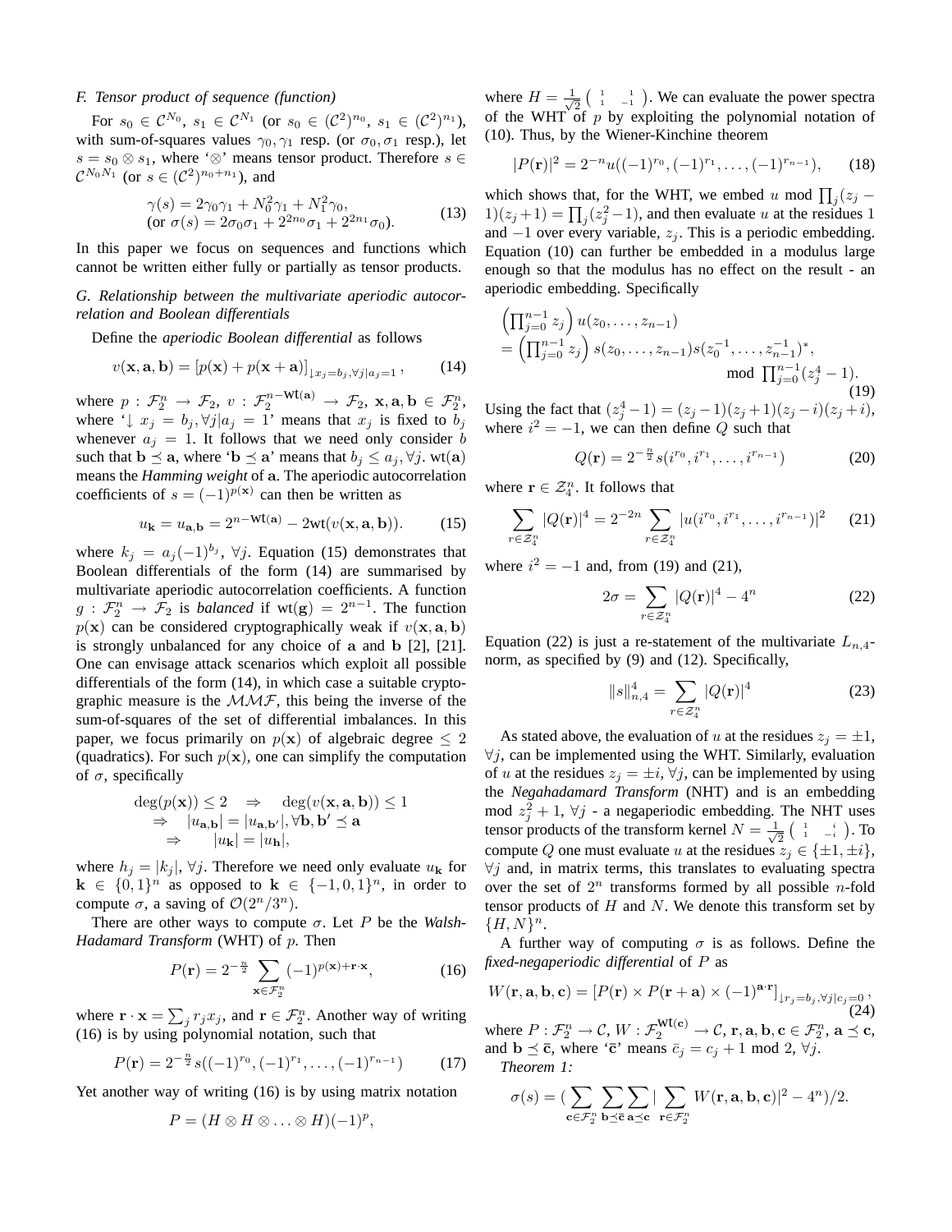### F. Tensor product of sequence (function)

For $s_0 \in \mathcal{C}^{N_0}$, $s_1 \in \mathcal{C}^{N_1}$ (or $s_0 \in (\mathcal{C}^2)^{n_0}$, $s_1 \in (\mathcal{C}^2)^{n_1}$), with sum-of-squares values $\gamma_0, \gamma_1$ resp. (or $\sigma_0, \sigma_1$ resp.), let $s = s_0 \otimes s_1$, where '$\otimes$' means tensor product. Therefore $s \in \mathcal{C}^{N_0 N_1}$ (or $s \in (\mathcal{C}^2)^{n_0+n_1}$), and

$$\begin{array}{l} \gamma(s) = 2\gamma_0\gamma_1 + N_0^2\gamma_1 + N_1^2\gamma_0, \\ (\text{or } \sigma(s) = 2\sigma_0\sigma_1 + 2^{2n_0}\sigma_1 + 2^{2n_1}\sigma_0). \end{array} \tag{13}$$

In this paper we focus on sequences and functions which cannot be written either fully or partially as tensor products.

### G. Relationship between the multivariate aperiodic autocorrelation and Boolean differentials

Define the *aperiodic Boolean differential* as follows

$$v(\mathbf{x}, \mathbf{a}, \mathbf{b}) = [p(\mathbf{x}) + p(\mathbf{x} + \mathbf{a})]_{\downarrow x_j = b_j, \forall j | a_j = 1}, \tag{14}$$

where $p : \mathcal{F}_2^n \rightarrow \mathcal{F}_2$, $v : \mathcal{F}_2^{n - \text{wt}(\mathbf{a})} \rightarrow \mathcal{F}_2$, $\mathbf{x}, \mathbf{a}, \mathbf{b} \in \mathcal{F}_2^n$, where '$\downarrow x_j = b_j, \forall j | a_j = 1$' means that $x_j$ is fixed to $b_j$ whenever $a_j = 1$. It follows that we need only consider $b$ such that $\mathbf{b} \preceq \mathbf{a}$, where '$\mathbf{b} \preceq \mathbf{a}$' means that $b_j \leq a_j, \forall j$. wt($\mathbf{a}$) means the *Hamming weight* of $\mathbf{a}$. The aperiodic autocorrelation coefficients of $s = (-1)^{p(\mathbf{x})}$ can then be written as

$$u_{\mathbf{k}} = u_{\mathbf{a},\mathbf{b}} = 2^{n - \text{wt}(\mathbf{a})} - 2\text{wt}(v(\mathbf{x}, \mathbf{a}, \mathbf{b})). \tag{15}$$

where $k_j = a_j(-1)^{b_j}$, $\forall j$. Equation (15) demonstrates that Boolean differentials of the form (14) are summarised by multivariate aperiodic autocorrelation coefficients. A function $g : \mathcal{F}_2^n \rightarrow \mathcal{F}_2$ is *balanced* if $\text{wt}(\mathbf{g}) = 2^{n-1}$. The function $p(\mathbf{x})$ can be considered cryptographically weak if $v(\mathbf{x}, \mathbf{a}, \mathbf{b})$ is strongly unbalanced for any choice of $\mathbf{a}$ and $\mathbf{b}$ [2], [21]. One can envisage attack scenarios which exploit all possible differentials of the form (14), in which case a suitable cryptographic measure is the $\mathcal{MMF}$, this being the inverse of the sum-of-squares of the set of differential imbalances. In this paper, we focus primarily on $p(\mathbf{x})$ of algebraic degree $\leq 2$ (quadratics). For such $p(\mathbf{x})$, one can simplify the computation of $\sigma$, specifically

$$\begin{array}{l} \deg(p(\mathbf{x})) \leq 2 \quad \Rightarrow \quad \deg(v(\mathbf{x}, \mathbf{a}, \mathbf{b})) \leq 1 \\ \quad \Rightarrow \quad |u_{\mathbf{a},\mathbf{b}}| = |u_{\mathbf{a},\mathbf{b}'}|, \forall \mathbf{b}, \mathbf{b}' \preceq \mathbf{a} \\ \quad\quad \Rightarrow \quad\quad |u_{\mathbf{k}}| = |u_{\mathbf{h}}|, \end{array}$$

where $h_j = |k_j|$, $\forall j$. Therefore we need only evaluate $u_{\mathbf{k}}$ for $\mathbf{k} \in \{0, 1\}^n$ as opposed to $\mathbf{k} \in \{-1, 0, 1\}^n$, in order to compute $\sigma$, a saving of $\mathcal{O}(2^n/3^n)$.

There are other ways to compute $\sigma$. Let $P$ be the *Walsh-Hadamard Transform* (WHT) of $p$. Then

$$P(\mathbf{r}) = 2^{-\frac{n}{2}} \sum_{\mathbf{x} \in \mathcal{F}_2^n} (-1)^{p(\mathbf{x}) + \mathbf{r} \cdot \mathbf{x}}, \tag{16}$$

where $\mathbf{r} \cdot \mathbf{x} = \sum_j r_j x_j$, and $\mathbf{r} \in \mathcal{F}_2^n$. Another way of writing (16) is by using polynomial notation, such that

$$P(\mathbf{r}) = 2^{-\frac{n}{2}} s((-1)^{r_0}, (-1)^{r_1}, \ldots, (-1)^{r_{n-1}}) \tag{17}$$

Yet another way of writing (16) is by using matrix notation

$$P = (H \otimes H \otimes \ldots \otimes H)(-1)^p,$$

where $H = \frac{1}{\sqrt{2}} \begin{pmatrix} 1 & 1 \\ 1 & -1 \end{pmatrix}$. We can evaluate the power spectra of the WHT of $p$ by exploiting the polynomial notation of (10). Thus, by the Wiener-Kinchine theorem

$$|P(\mathbf{r})|^2 = 2^{-n} u((-1)^{r_0}, (-1)^{r_1}, \ldots, (-1)^{r_{n-1}}), \tag{18}$$

which shows that, for the WHT, we embed $u$ mod $\prod_j (z_j - 1)(z_j + 1) = \prod_j (z_j^2 - 1)$, and then evaluate $u$ at the residues 1 and $-1$ over every variable, $z_j$. This is a periodic embedding. Equation (10) can further be embedded in a modulus large enough so that the modulus has no effect on the result - an aperiodic embedding. Specifically

$$\begin{array}{l} \left(\prod_{j=0}^{n-1} z_j\right) u(z_0, \ldots, z_{n-1}) \\ = \left(\prod_{j=0}^{n-1} z_j\right) s(z_0, \ldots, z_{n-1}) s(z_0^{-1}, \ldots, z_{n-1}^{-1})^*, \\ \hfill \bmod \prod_{j=0}^{n-1}(z_j^4 - 1). \end{array} \tag{19}$$

Using the fact that $(z_j^4 - 1) = (z_j - 1)(z_j + 1)(z_j - i)(z_j + i)$, where $i^2 = -1$, we can then define $Q$ such that

$$Q(\mathbf{r}) = 2^{-\frac{n}{2}} s(i^{r_0}, i^{r_1}, \ldots, i^{r_{n-1}}) \tag{20}$$

where $\mathbf{r} \in \mathcal{Z}_4^n$. It follows that

$$\sum_{r \in \mathcal{Z}_4^n} |Q(\mathbf{r})|^4 = 2^{-2n} \sum_{r \in \mathcal{Z}_4^n} |u(i^{r_0}, i^{r_1}, \ldots, i^{r_{n-1}})|^2 \tag{21}$$

where $i^2 = -1$ and, from (19) and (21),

$$2\sigma = \sum_{r \in \mathcal{Z}_4^n} |Q(\mathbf{r})|^4 - 4^n \tag{22}$$

Equation (22) is just a re-statement of the multivariate $L_{n,4}$-norm, as specified by (9) and (12). Specifically,

$$\|s\|_{n,4}^4 = \sum_{r \in \mathcal{Z}_4^n} |Q(\mathbf{r})|^4 \tag{23}$$

As stated above, the evaluation of $u$ at the residues $z_j = \pm 1$, $\forall j$, can be implemented using the WHT. Similarly, evaluation of $u$ at the residues $z_j = \pm i$, $\forall j$, can be implemented by using the *Negahadamard Transform* (NHT) and is an embedding mod $z_j^2 + 1$, $\forall j$ - a negaperiodic embedding. The NHT uses tensor products of the transform kernel $N = \frac{1}{\sqrt{2}} \begin{pmatrix} 1 & i \\ 1 & -i \end{pmatrix}$. To compute $Q$ one must evaluate $u$ at the residues $z_j \in \{\pm 1, \pm i\}$, $\forall j$ and, in matrix terms, this translates to evaluating spectra over the set of $2^n$ transforms formed by all possible $n$-fold tensor products of $H$ and $N$. We denote this transform set by $\{H, N\}^n$.

A further way of computing $\sigma$ is as follows. Define the *fixed-negaperiodic differential* of $P$ as

$$W(\mathbf{r}, \mathbf{a}, \mathbf{b}, \mathbf{c}) = [P(\mathbf{r}) \times P(\mathbf{r} + \mathbf{a}) \times (-1)^{\mathbf{a} \cdot \mathbf{r}}]_{\downarrow r_j = b_j, \forall j | c_j = 0}, \tag{24}$$

where $P : \mathcal{F}_2^n \rightarrow \mathcal{C}$, $W : \mathcal{F}_2^{\text{wt}(\mathbf{c})} \rightarrow \mathcal{C}$, $\mathbf{r}, \mathbf{a}, \mathbf{b}, \mathbf{c} \in \mathcal{F}_2^n$, $\mathbf{a} \preceq \mathbf{c}$, and $\mathbf{b} \preceq \bar{\mathbf{c}}$, where '$\bar{\mathbf{c}}$' means $\bar{c}_j = c_j + 1 \bmod 2$, $\forall j$.

*Theorem 1:*

$$\sigma(s) = (\sum_{\mathbf{c} \in \mathcal{F}_2^n} \sum_{\mathbf{b} \preceq \bar{\mathbf{c}}} \sum_{\mathbf{a} \preceq \mathbf{c}} | \sum_{\mathbf{r} \in \mathcal{F}_2^n} W(\mathbf{r}, \mathbf{a}, \mathbf{b}, \mathbf{c})|^2 - 4^n)/2.$$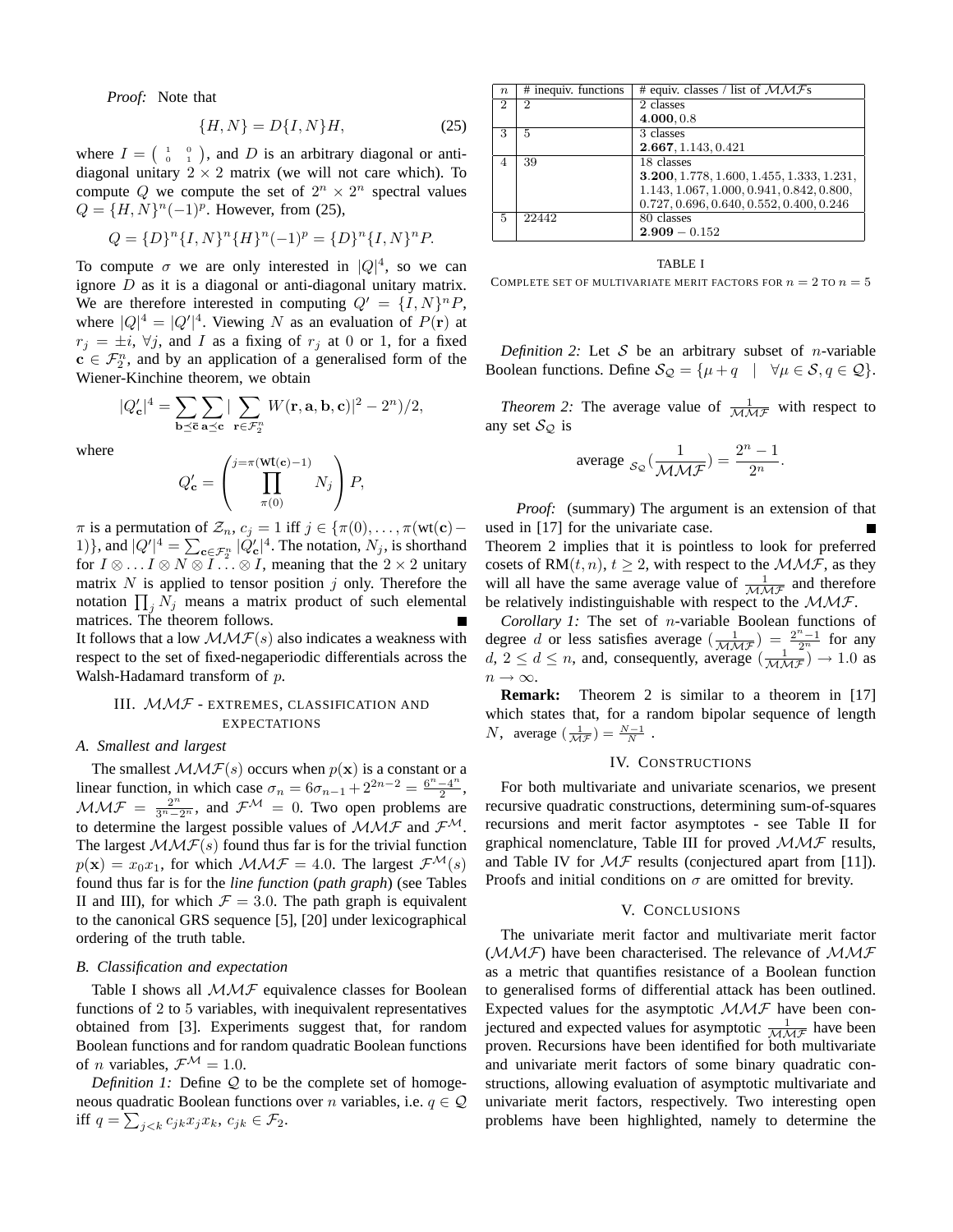*Proof:* Note that

$$\{H, N\} = D\{I, N\}H, \tag{25}$$

where $I = \left(\begin{smallmatrix} 1 & 0 \\ 0 & 1 \end{smallmatrix}\right)$, and $D$ is an arbitrary diagonal or anti-diagonal unitary $2 \times 2$ matrix (we will not care which). To compute $Q$ we compute the set of $2^n \times 2^n$ spectral values $Q = \{H, N\}^n(-1)^p$. However, from (25),

$$Q = \{D\}^n\{I, N\}^n\{H\}^n(-1)^p = \{D\}^n\{I, N\}^n P.$$

To compute $\sigma$ we are only interested in $|Q|^4$, so we can ignore $D$ as it is a diagonal or anti-diagonal unitary matrix. We are therefore interested in computing $Q' = \{I, N\}^n P$, where $|Q|^4 = |Q'|^4$. Viewing $N$ as an evaluation of $P(\mathbf{r})$ at $r_j = \pm i$, $\forall j$, and $I$ as a fixing of $r_j$ at 0 or 1, for a fixed $\mathbf{c} \in \mathcal{F}_2^n$, and by an application of a generalised form of the Wiener-Kinchine theorem, we obtain

$$|Q'_{\mathbf{c}}|^4 = \sum_{\mathbf{b} \preceq \bar{\mathbf{c}}} \sum_{\mathbf{a} \preceq \mathbf{c}} | \sum_{\mathbf{r} \in \mathcal{F}_2^n} W(\mathbf{r}, \mathbf{a}, \mathbf{b}, \mathbf{c})|^2 - 2^n)/2,$$

where

$$Q'_{\mathbf{c}} = \left( \prod_{\pi(0)}^{j=\pi(\text{wt}(\mathbf{c})-1)} N_j \right) P,$$

$\pi$ is a permutation of $\mathcal{Z}_n$, $c_j = 1$ iff $j \in \{\pi(0), \ldots, \pi(\text{wt}(\mathbf{c})-1)\}$, and $|Q'|^4 = \sum_{\mathbf{c} \in \mathcal{F}_2^n} |Q'_{\mathbf{c}}|^4$. The notation, $N_j$, is shorthand for $I \otimes \ldots I \otimes N \otimes I \ldots \otimes I$, meaning that the $2 \times 2$ unitary matrix $N$ is applied to tensor position $j$ only. Therefore the notation $\prod_j N_j$ means a matrix product of such elemental matrices. The theorem follows. ∎

It follows that a low $\mathcal{MMF}(s)$ also indicates a weakness with respect to the set of fixed-negaperiodic differentials across the Walsh-Hadamard transform of $p$.

## III. $\mathcal{MMF}$ - Extremes, Classification and Expectations

### A. Smallest and largest

The smallest $\mathcal{MMF}(s)$ occurs when $p(\mathbf{x})$ is a constant or a linear function, in which case $\sigma_n = 6\sigma_{n-1} + 2^{2n-2} = \frac{6^n - 4^n}{2}$, $\mathcal{MMF} = \frac{2^n}{3^n - 2^n}$, and $\mathcal{F}^{\mathcal{M}} = 0$. Two open problems are to determine the largest possible values of $\mathcal{MMF}$ and $\mathcal{F}^{\mathcal{M}}$. The largest $\mathcal{MMF}(s)$ found thus far is for the trivial function $p(\mathbf{x}) = x_0x_1$, for which $\mathcal{MMF} = 4.0$. The largest $\mathcal{F}^{\mathcal{M}}(s)$ found thus far is for the *line function* (*path graph*) (see Tables II and III), for which $\mathcal{F} = 3.0$. The path graph is equivalent to the canonical GRS sequence [5], [20] under lexicographical ordering of the truth table.

### B. Classification and expectation

Table I shows all $\mathcal{MMF}$ equivalence classes for Boolean functions of 2 to 5 variables, with inequivalent representatives obtained from [3]. Experiments suggest that, for random Boolean functions and for random quadratic Boolean functions of $n$ variables, $\mathcal{F}^{\mathcal{M}} = 1.0$.

*Definition 1:* Define $\mathcal{Q}$ to be the complete set of homogeneous quadratic Boolean functions over $n$ variables, i.e. $q \in \mathcal{Q}$ iff $q = \sum_{j<k} c_{jk}x_jx_k$, $c_{jk} \in \mathcal{F}_2$.

| $n$ | # inequiv. functions | # equiv. classes / list of $\mathcal{MMF}$s |
|---|---|---|
| 2 | 2 | 2 classes<br>$\mathbf{4.000}, 0.8$ |
| 3 | 5 | 3 classes<br>$\mathbf{2.667}, 1.143, 0.421$ |
| 4 | 39 | 18 classes<br>$\mathbf{3.200}, 1.778, 1.600, 1.455, 1.333, 1.231,$<br>$1.143, 1.067, 1.000, 0.941, 0.842, 0.800,$<br>$0.727, 0.696, 0.640, 0.552, 0.400, 0.246$ |
| 5 | 22442 | 80 classes<br>$\mathbf{2.909} - 0.152$ |

TABLE I
COMPLETE SET OF MULTIVARIATE MERIT FACTORS FOR $n = 2$ TO $n = 5$

*Definition 2:* Let $\mathcal{S}$ be an arbitrary subset of $n$-variable Boolean functions. Define $\mathcal{S}_{\mathcal{Q}} = \{\mu + q \quad | \quad \forall \mu \in \mathcal{S}, q \in \mathcal{Q}\}$.

*Theorem 2:* The average value of $\frac{1}{\mathcal{MMF}}$ with respect to any set $\mathcal{S}_{\mathcal{Q}}$ is

$$\text{average }_{\mathcal{S}_{\mathcal{Q}}}(\frac{1}{\mathcal{MMF}}) = \frac{2^n - 1}{2^n}.$$

*Proof:* (summary) The argument is an extension of that used in [17] for the univariate case. ∎

Theorem 2 implies that it is pointless to look for preferred cosets of RM$(t, n)$, $t \geq 2$, with respect to the $\mathcal{MMF}$, as they will all have the same average value of $\frac{1}{\mathcal{MMF}}$ and therefore be relatively indistinguishable with respect to the $\mathcal{MMF}$.

*Corollary 1:* The set of $n$-variable Boolean functions of degree $d$ or less satisfies average $(\frac{1}{\mathcal{MMF}}) = \frac{2^n - 1}{2^n}$ for any $d$, $2 \leq d \leq n$, and, consequently, average $(\frac{1}{\mathcal{MMF}}) \to 1.0$ as $n \to \infty$.

**Remark:** Theorem 2 is similar to a theorem in [17] which states that, for a random bipolar sequence of length $N$, average $(\frac{1}{\mathcal{MF}}) = \frac{N-1}{N}$.

## IV. Constructions

For both multivariate and univariate scenarios, we present recursive quadratic constructions, determining sum-of-squares recursions and merit factor asymptotes - see Table II for graphical nomenclature, Table III for proved $\mathcal{MMF}$ results, and Table IV for $\mathcal{MF}$ results (conjectured apart from [11]). Proofs and initial conditions on $\sigma$ are omitted for brevity.

## V. Conclusions

The univariate merit factor and multivariate merit factor ($\mathcal{MMF}$) have been characterised. The relevance of $\mathcal{MMF}$ as a metric that quantifies resistance of a Boolean function to generalised forms of differential attack has been outlined. Expected values for the asymptotic $\mathcal{MMF}$ have been conjectured and expected values for asymptotic $\frac{1}{\mathcal{MMF}}$ have been proven. Recursions have been identified for both multivariate and univariate merit factors of some binary quadratic constructions, allowing evaluation of asymptotic multivariate and univariate merit factors, respectively. Two interesting open problems have been highlighted, namely to determine the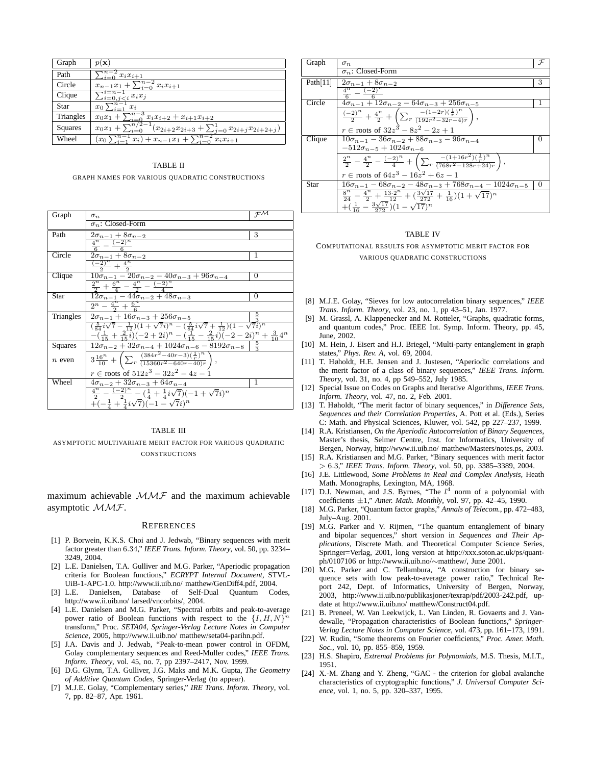| Graph | $p(\mathbf{x})$ |
|---|---|
| Path | $\sum_{i=0}^{n-2} x_i x_{i+1}$ |
| Circle | $x_{n-1}x_1 + \sum_{i=0}^{n-2} x_i x_{i+1}$ |
| Clique | $\sum_{i=0,j<i}^{i=n-1} x_i x_j$ |
| Star | $x_0 \sum_{i=1}^{n-1} x_i$ |
| Triangles | $x_0 x_1 + \sum_{i=0}^{n-3} x_i x_{i+2} + x_{i+1}x_{i+2}$ |
| Squares | $x_0 x_1 + \sum_{i=0}^{n/2-1}(x_{2i+2}x_{2i+3} + \sum_{j=0}^{1} x_{2i+j}x_{2i+2+j})$ |
| Wheel | $(x_0 \sum_{i=1}^{n-1} x_i) + x_{n-1}x_1 + \sum_{i=0}^{n-2} x_i x_{i+1}$ |

TABLE II

GRAPH NAMES FOR VARIOUS QUADRATIC CONSTRUCTIONS

| Graph | $\sigma_n$ / $\sigma_n$: Closed-Form | $\mathcal{F}^{\mathcal{M}}$ |
|---|---|---|
| Path | $2\sigma_{n-1} + 8\sigma_{n-2}$ | 3 |
| | $\frac{4^n}{6} - \frac{(-2)^n}{6}$ | |
| Circle | $2\sigma_{n-1} + 8\sigma_{n-2}$ | 1 |
| | $\frac{(-2)^n}{2} + \frac{4^n}{2}$ | |
| Clique | $10\sigma_{n-1} - 20\sigma_{n-2} - 40\sigma_{n-3} + 96\sigma_{n-4}$ | 0 |
| | $\frac{2^n}{2} + \frac{6^n}{4} - \frac{4^n}{2} - \frac{(-2)^n}{4}$ | |
| Star | $12\sigma_{n-1} - 44\sigma_{n-2} + 48\sigma_{n-3}$ | 0 |
| | $2^n - \frac{4^n}{2} + \frac{6^n}{6}$ | |
| Triangles | $2\sigma_{n-1} + 16\sigma_{n-3} + 256\sigma_{n-5}$ | $\frac{5}{3}$ |
| | $(\frac{5}{84}i\sqrt{7} - \frac{1}{12})(1+\sqrt{7}i)^n - (\frac{5}{84}i\sqrt{7} + \frac{1}{12})(1-\sqrt{7}i)^n$ $-(\frac{1}{15} + \frac{2}{15}i)(-2+2i)^n - (\frac{1}{15} - \frac{2}{15}i)(-2-2i)^n + \frac{3}{10}4^n$ | |
| Squares | $12\sigma_{n-2} + 32\sigma_{n-4} + 1024\sigma_{n-6} - 8192\sigma_{n-8}$ | $\frac{5}{3}$ |
| $n$ even | $3\frac{16^n}{10} + \left(\sum_r \frac{(384r^2-40r-3)(\frac{1}{r})^n}{(15360r^2-640r-40)r}\right)$, $r \in$ roots of $512z^3 - 32z^2 - 4z - 1$ | |
| Wheel | $4\sigma_{n-2} + 32\sigma_{n-3} + 64\sigma_{n-4}$ | 1 |
| | $\frac{4^n}{2} - \frac{(-2)^n}{2} - (\frac{1}{4} + \frac{1}{4}i\sqrt{7})(-1+\sqrt{7}i)^n$ $+(-\frac{1}{4} + \frac{1}{4}i\sqrt{7})(-1-\sqrt{7}i)^n$ | |

TABLE III

ASYMPTOTIC MULTIVARIATE MERIT FACTOR FOR VARIOUS QUADRATIC CONSTRUCTIONS

maximum achievable $\mathcal{MMF}$ and the maximum achievable asymptotic $\mathcal{MMF}$.

| Graph | $\sigma_n$ / $\sigma_n$: Closed-Form | $\mathcal{F}$ |
|---|---|---|
| Path[11] | $2\sigma_{n-1} + 8\sigma_{n-2}$ | 3 |
| | $\frac{4^n}{6} - \frac{(-2)^n}{6}$ | |
| Circle | $4\sigma_{n-1} + 12\sigma_{n-2} - 64\sigma_{n-3} + 256\sigma_{n-5}$ | 1 |
| | $\frac{(-2)^n}{2} + \frac{4^n}{2} + \left(\sum_r \frac{-(1-2r)(\frac{1}{r})^n}{(192r^2-32r-4)r}\right)$, $r \in$ roots of $32z^3 - 8z^2 - 2z + 1$ | |
| Clique | $10\sigma_{n-1} - 36\sigma_{n-2} + 88\sigma_{n-3} - 96\sigma_{n-4}$ $-512\sigma_{n-5} + 1024\sigma_{n-6}$ | 0 |
| | $\frac{2^n}{2} - \frac{4^n}{2} - \frac{(-2)^n}{4} + \left(\sum_r \frac{-(1+16r^2)(\frac{1}{r})^n}{(768r^2-128r+24)r}\right)$, $r \in$ roots of $64z^3 - 16z^2 + 6z - 1$ | |
| Star | $16\sigma_{n-1} - 68\sigma_{n-2} - 48\sigma_{n-3} + 768\sigma_{n-4} - 1024\sigma_{n-5}$ | 0 |
| | $\frac{8^n}{24} - \frac{4^n}{2} + \frac{13\cdot 2^n}{12} + (\frac{3\sqrt{17}}{272} + \frac{1}{16})(1+\sqrt{17})^n$ $+(\frac{1}{16} - \frac{3\sqrt{17}}{272})(1-\sqrt{17})^n$ | |

TABLE IV

COMPUTATIONAL RESULTS FOR ASYMPTOTIC MERIT FACTOR FOR VARIOUS QUADRATIC CONSTRUCTIONS

## REFERENCES

[1] P. Borwein, K.K.S. Choi and J. Jedwab, "Binary sequences with merit factor greater than 6.34," *IEEE Trans. Inform. Theory*, vol. 50, pp. 3234–3249, 2004.

[2] L.E. Danielsen, T.A. Gulliver and M.G. Parker, "Aperiodic propagation criteria for Boolean functions," *ECRYPT Internal Document*, STVL-UiB-1-APC-1.0. http://www.ii.uib.no/ matthew/GenDiff4.pdf, 2004.

[3] L.E. Danielsen, Database of Self-Dual Quantum Codes, http://www.ii.uib.no/ larsed/vncorbits/, 2004.

[4] L.E. Danielsen and M.G. Parker, "Spectral orbits and peak-to-average power ratio of Boolean functions with respect to the $\{I,H,N\}^n$ transform," Proc. *SETA04*, *Springer-Verlag Lecture Notes in Computer Science*, 2005, http://www.ii.uib.no/ matthew/seta04-parihn.pdf.

[5] J.A. Davis and J. Jedwab, "Peak-to-mean power control in OFDM, Golay complementary sequences and Reed-Muller codes," *IEEE Trans. Inform. Theory*, vol. 45, no. 7, pp 2397–2417, Nov. 1999.

[6] D.G. Glynn, T.A. Gulliver, J.G. Maks and M.K. Gupta, *The Geometry of Additive Quantum Codes*, Springer-Verlag (to appear).

[7] M.J.E. Golay, "Complementary series," *IRE Trans. Inform. Theory*, vol. 7, pp. 82–87, Apr. 1961.

[8] M.J.E. Golay, "Sieves for low autocorrelation binary sequences," *IEEE Trans. Inform. Theory*, vol. 23, no. 1, pp 43–51, Jan. 1977.

[9] M. Grassl, A. Klappenecker and M. Rotteler, "Graphs, quadratic forms, and quantum codes," Proc. IEEE Int. Symp. Inform. Theory, pp. 45, June, 2002.

[10] M. Hein, J. Eisert and H.J. Briegel, "Multi-party entanglement in graph states," *Phys. Rev. A*, vol. 69, 2004.

[11] T. Høholdt, H.E. Jensen and J. Justesen, "Aperiodic correlations and the merit factor of a class of binary sequences," *IEEE Trans. Inform. Theory*, vol. 31, no. 4, pp 549–552, July 1985.

[12] Special Issue on Codes on Graphs and Iterative Algorithms, *IEEE Trans. Inform. Theory*, vol. 47, no. 2, Feb. 2001.

[13] T. Høholdt, "The merit factor of binary sequences," in *Difference Sets, Sequences and their Correlation Properties*, A. Pott et al. (Eds.), Series C: Math. and Physical Sciences, Kluwer, vol. 542, pp 227–237, 1999.

[14] R.A. Kristiansen, *On the Aperiodic Autocorrelation of Binary Sequences*, Master's thesis, Selmer Centre, Inst. for Informatics, University of Bergen, Norway, http://www.ii.uib.no/ matthew/Masters/notes.ps, 2003.

[15] R.A. Kristiansen and M.G. Parker, "Binary sequences with merit factor $> 6.3$," *IEEE Trans. Inform. Theory*, vol. 50, pp. 3385–3389, 2004.

[16] J.E. Littlewood, *Some Problems in Real and Complex Analysis*, Heath Math. Monographs, Lexington, MA, 1968.

[17] D.J. Newman, and J.S. Byrnes, "The $l^4$ norm of a polynomial with coefficients $\pm 1$," *Amer. Math. Monthly*, vol. 97, pp. 42–45, 1990.

[18] M.G. Parker, "Quantum factor graphs," *Annals of Telecom.*, pp. 472–483, July–Aug. 2001.

[19] M.G. Parker and V. Rijmen, "The quantum entanglement of binary and bipolar sequences," short version in *Sequences and Their Applications*, Discrete Math. and Theoretical Computer Science Series, Springer=Verlag, 2001, long version at http://xxx.soton.ac.uk/ps/quant-ph/0107106 or http://www.ii.uib.no/∼matthew/, June 2001.

[20] M.G. Parker and C. Tellambura, "A construction for binary sequence sets with low peak-to-average power ratio," Technical Report 242, Dept. of Informatics, University of Bergen, Norway, 2003, http://www.ii.uib.no/publikasjoner/texrap/pdf/2003-242.pdf, update at http://www.ii.uib.no/ matthew/Construct04.pdf.

[21] B. Preneel, W. Van Leekwijck, L. Van Linden, R. Govaerts and J. Vandewalle, "Propagation characteristics of Boolean functions," *Springer-Verlag Lecture Notes in Computer Science*, vol. 473, pp. 161–173, 1991.

[22] W. Rudin, "Some theorems on Fourier coefficients," *Proc. Amer. Math. Soc.*, vol. 10, pp. 855–859, 1959.

[23] H.S. Shapiro, *Extremal Problems for Polynomials*, M.S. Thesis, M.I.T., 1951.

[24] X.-M. Zhang and Y. Zheng, "GAC - the criterion for global avalanche characteristics of cryptographic functions," *J. Universal Computer Science*, vol. 1, no. 5, pp. 320–337, 1995.